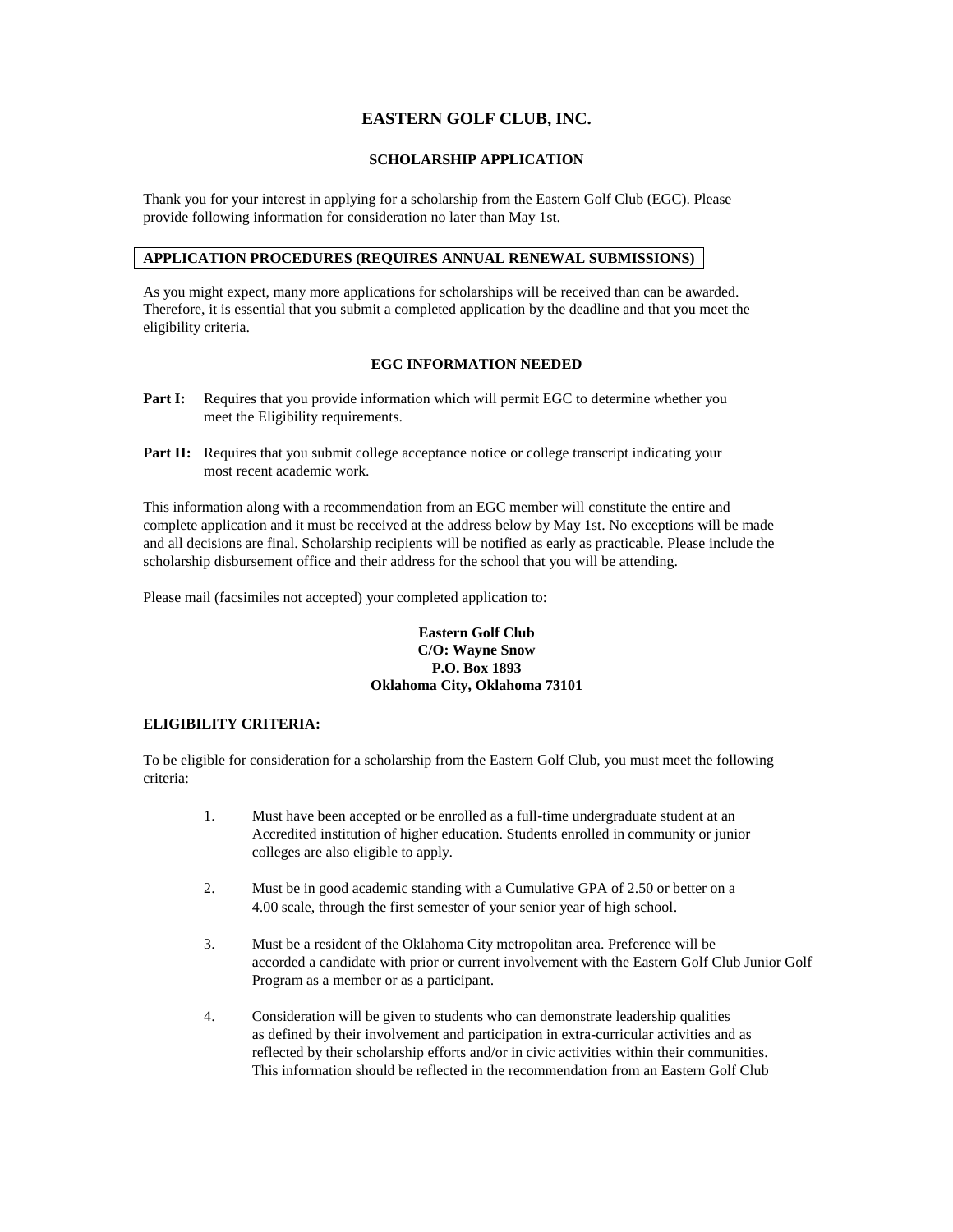# EASTERN GOLF CLUB, INC.

## SCHOLARSHIP APPLICATION

Thank you for your interest in applying for a scholarship from the Eastern Golf Club (EGC). Please provide following information for consideration no later than May 1st.

**APPLICATION PROCEDURES (REQUIRES ANNUAL RENEWAL SUBMISSIONS)**

As you might expect, many more applications for scholarships will be received than can be awarded. Therefore, it is essential that you submit a completed application by the deadline and that you meet the eligibility criteria.

### EGC INFORMATION NEEDED

**Part I:** Requires that you provide information which will permit EGC to determine whether you meet the Eligibility requirements.

**Part II:** Requires that you submit college acceptance notice or college transcript indicating your most recent academic work.

This information along with a recommendation from an EGC member will constitute the entire and complete application and it must be received at the address below by May 1st. No exceptions will be made and all decisions are final. Scholarship recipients will be notified as early as practicable. Please include the scholarship disbursement office and their address for the school that you will be attending.

Please mail (facsimiles not accepted) your completed application to:

**Eastern Golf Club**
**C/O: Wayne Snow**
**P.O. Box 1893**
**Oklahoma City, Oklahoma 73101**

**ELIGIBILITY CRITERIA:**

To be eligible for consideration for a scholarship from the Eastern Golf Club, you must meet the following criteria:

1. Must have been accepted or be enrolled as a full-time undergraduate student at an Accredited institution of higher education. Students enrolled in community or junior colleges are also eligible to apply.

2. Must be in good academic standing with a Cumulative GPA of 2.50 or better on a 4.00 scale, through the first semester of your senior year of high school.

3. Must be a resident of the Oklahoma City metropolitan area. Preference will be accorded a candidate with prior or current involvement with the Eastern Golf Club Junior Golf Program as a member or as a participant.

4. Consideration will be given to students who can demonstrate leadership qualities as defined by their involvement and participation in extra-curricular activities and as reflected by their scholarship efforts and/or in civic activities within their communities. This information should be reflected in the recommendation from an Eastern Golf Club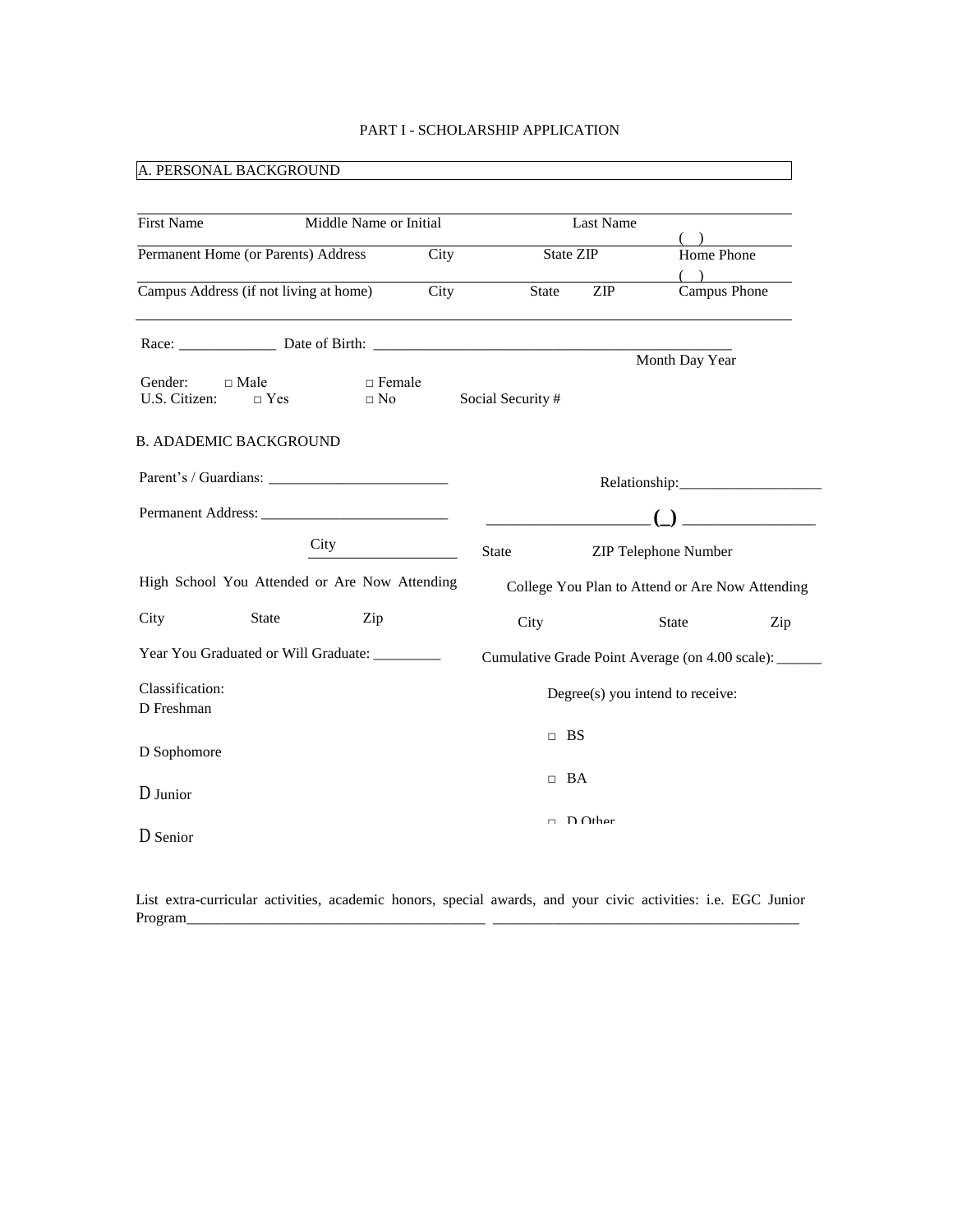PART I - SCHOLARSHIP APPLICATION

## A. PERSONAL BACKGROUND

First Name Middle Name or Initial Last Name

Permanent Home (or Parents) Address City State ZIP ( ) Home Phone

Campus Address (if not living at home) City State ZIP ( ) Campus Phone

Race: _____________ Date of Birth: _______________________________________________
Month Day Year

Gender: □ Male □ Female
U.S. Citizen: □ Yes □ No Social Security #

## B. ADADEMIC BACKGROUND

Parent's / Guardians: ________________________ Relationship:___________________

Permanent Address: _________________________ ____________________ (_) _________________

City State ZIP Telephone Number

High School You Attended or Are Now Attending College You Plan to Attend or Are Now Attending

City State Zip City State Zip

Year You Graduated or Will Graduate: _________ Cumulative Grade Point Average (on 4.00 scale): ______

Classification:
D Freshman
D Sophomore
D Junior
D Senior

Degree(s) you intend to receive:
□ BS
□ BA
□ D Other

List extra-curricular activities, academic honors, special awards, and your civic activities: i.e. EGC Junior Program_________________________________________ __________________________________________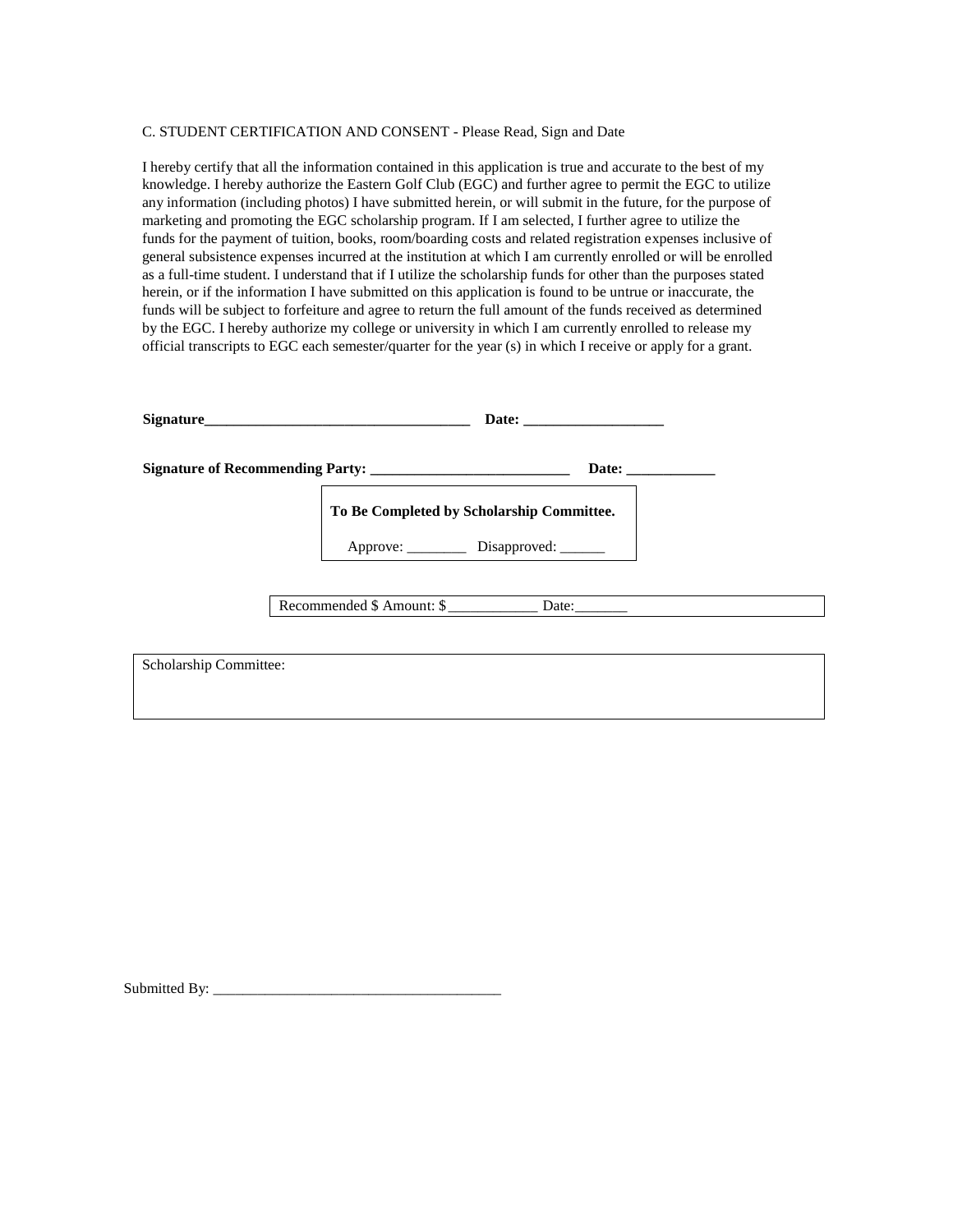C. STUDENT CERTIFICATION AND CONSENT - Please Read, Sign and Date

I hereby certify that all the information contained in this application is true and accurate to the best of my knowledge. I hereby authorize the Eastern Golf Club (EGC) and further agree to permit the EGC to utilize any information (including photos) I have submitted herein, or will submit in the future, for the purpose of marketing and promoting the EGC scholarship program. If I am selected, I further agree to utilize the funds for the payment of tuition, books, room/boarding costs and related registration expenses inclusive of general subsistence expenses incurred at the institution at which I am currently enrolled or will be enrolled as a full-time student. I understand that if I utilize the scholarship funds for other than the purposes stated herein, or if the information I have submitted on this application is found to be untrue or inaccurate, the funds will be subject to forfeiture and agree to return the full amount of the funds received as determined by the EGC. I hereby authorize my college or university in which I am currently enrolled to release my official transcripts to EGC each semester/quarter for the year (s) in which I receive or apply for a grant.

**Signature___________________________________ Date: ___________________**

**Signature of Recommending Party: ___________________________ Date: ____________**

**To Be Completed by Scholarship Committee.**

Approve: ________ Disapproved: ______

Recommended $ Amount: $ ____________ Date:_______

Scholarship Committee:

Submitted By: ______________________________________